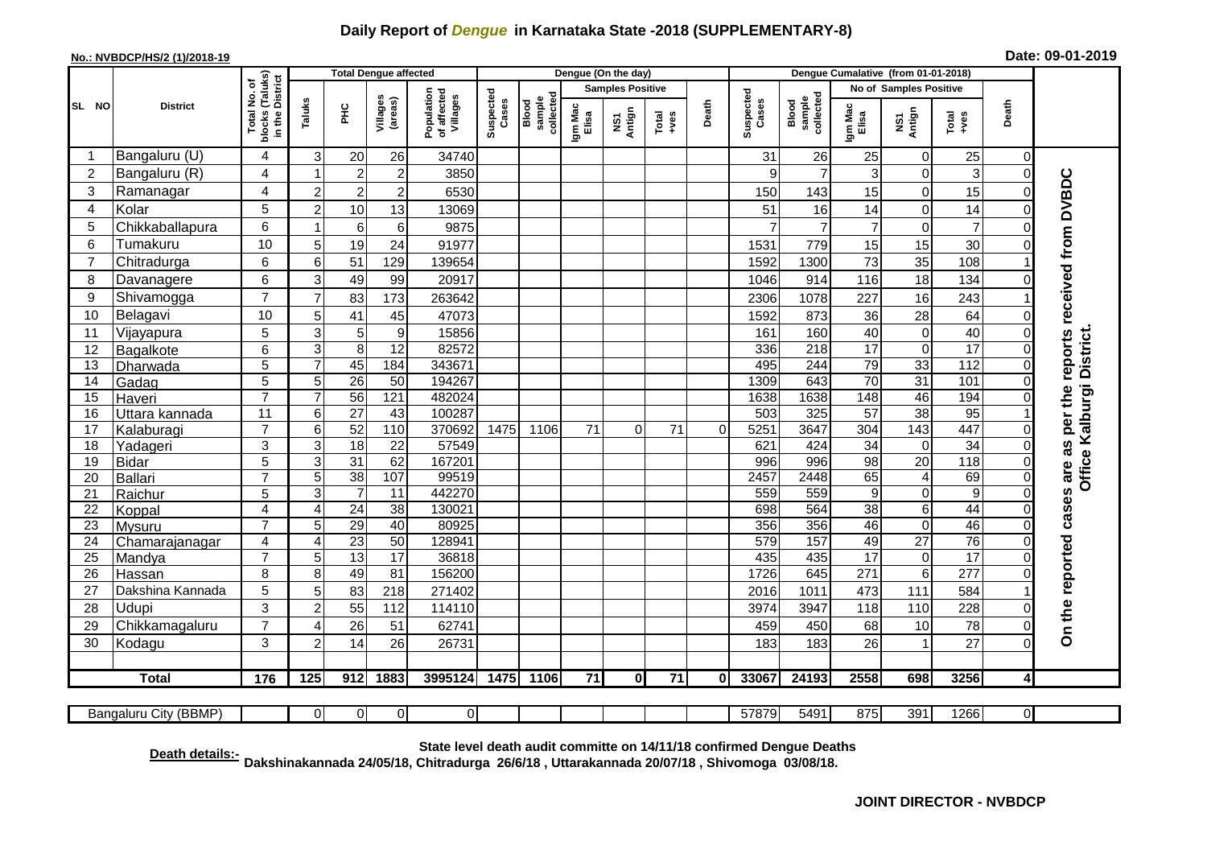# Daily Report of *Dengue* in Karnataka State -2018 (SUPPLEMENTARY-8)

**No.: NVBDCP/HS/2 (1)/2018-19**

**Date: 09-01-2019**

| SL NO | District | Total No. of blocks (Taluks) in the District | Total Dengue affected | | | | Dengue (On the day) | | | | | | | Dengue Cumalative (from 01-01-2018) | | | | | | | |
|---|---|---|---|---|---|---|---|---|---|---|---|---|---|---|---|---|---|---|---|---|
| | | | Taluks | PHC | Villages (areas) | Population of affected Villages | Suspected Cases | Blood sample collected | Samples Positive | | | Death | Suspected Cases | Blood sample collected | No of Samples Positive | | | Death | |
| | | | | | | | | | Igm Mac Elisa | NS1 Antign | Total +ves | | | | Igm Mac Elisa | NS1 Antign | Total +ves | | |
| 1 | Bangaluru (U) | 4 | 3 | 20 | 26 | 34740 | | | | | | | 31 | 26 | 25 | 0 | 25 | 0 | On the reported cases are as per the reports received from DVBDC Office Kalburgi District. |
| 2 | Bangaluru (R) | 4 | 1 | 2 | 2 | 3850 | | | | | | | 9 | 7 | 3 | 0 | 3 | 0 | |
| 3 | Ramanagar | 4 | 2 | 2 | 2 | 6530 | | | | | | | 150 | 143 | 15 | 0 | 15 | 0 | |
| 4 | Kolar | 5 | 2 | 10 | 13 | 13069 | | | | | | | 51 | 16 | 14 | 0 | 14 | 0 | |
| 5 | Chikkaballapura | 6 | 1 | 6 | 6 | 9875 | | | | | | | 7 | 7 | 7 | 0 | 7 | 0 | |
| 6 | Tumakuru | 10 | 5 | 19 | 24 | 91977 | | | | | | | 1531 | 779 | 15 | 15 | 30 | 0 | |
| 7 | Chitradurga | 6 | 6 | 51 | 129 | 139654 | | | | | | | 1592 | 1300 | 73 | 35 | 108 | 1 | |
| 8 | Davanagere | 6 | 3 | 49 | 99 | 20917 | | | | | | | 1046 | 914 | 116 | 18 | 134 | 0 | |
| 9 | Shivamogga | 7 | 7 | 83 | 173 | 263642 | | | | | | | 2306 | 1078 | 227 | 16 | 243 | 1 | |
| 10 | Belagavi | 10 | 5 | 41 | 45 | 47073 | | | | | | | 1592 | 873 | 36 | 28 | 64 | 0 | |
| 11 | Vijayapura | 5 | 3 | 5 | 9 | 15856 | | | | | | | 161 | 160 | 40 | 0 | 40 | 0 | |
| 12 | Bagalkote | 6 | 3 | 8 | 12 | 82572 | | | | | | | 336 | 218 | 17 | 0 | 17 | 0 | |
| 13 | Dharwada | 5 | 7 | 45 | 184 | 343671 | | | | | | | 495 | 244 | 79 | 33 | 112 | 0 | |
| 14 | Gadag | 5 | 5 | 26 | 50 | 194267 | | | | | | | 1309 | 643 | 70 | 31 | 101 | 0 | |
| 15 | Haveri | 7 | 7 | 56 | 121 | 482024 | | | | | | | 1638 | 1638 | 148 | 46 | 194 | 0 | |
| 16 | Uttara kannada | 11 | 6 | 27 | 43 | 100287 | | | | | | | 503 | 325 | 57 | 38 | 95 | 1 | |
| 17 | Kalaburagi | 7 | 6 | 52 | 110 | 370692 | 1475 | 1106 | 71 | 0 | 71 | 0 | 5251 | 3647 | 304 | 143 | 447 | 0 | |
| 18 | Yadageri | 3 | 3 | 18 | 22 | 57549 | | | | | | | 621 | 424 | 34 | 0 | 34 | 0 | |
| 19 | Bidar | 5 | 3 | 31 | 62 | 167201 | | | | | | | 996 | 996 | 98 | 20 | 118 | 0 | |
| 20 | Ballari | 7 | 5 | 38 | 107 | 99519 | | | | | | | 2457 | 2448 | 65 | 4 | 69 | 0 | |
| 21 | Raichur | 5 | 3 | 7 | 11 | 442270 | | | | | | | 559 | 559 | 9 | 0 | 9 | 0 | |
| 22 | Koppal | 4 | 4 | 24 | 38 | 130021 | | | | | | | 698 | 564 | 38 | 6 | 44 | 0 | |
| 23 | Mysuru | 7 | 5 | 29 | 40 | 80925 | | | | | | | 356 | 356 | 46 | 0 | 46 | 0 | |
| 24 | Chamarajanagar | 4 | 4 | 23 | 50 | 128941 | | | | | | | 579 | 157 | 49 | 27 | 76 | 0 | |
| 25 | Mandya | 7 | 5 | 13 | 17 | 36818 | | | | | | | 435 | 435 | 17 | 0 | 17 | 0 | |
| 26 | Hassan | 8 | 8 | 49 | 81 | 156200 | | | | | | | 1726 | 645 | 271 | 6 | 277 | 0 | |
| 27 | Dakshina Kannada | 5 | 5 | 83 | 218 | 271402 | | | | | | | 2016 | 1011 | 473 | 111 | 584 | 1 | |
| 28 | Udupi | 3 | 2 | 55 | 112 | 114110 | | | | | | | 3974 | 3947 | 118 | 110 | 228 | 0 | |
| 29 | Chikkamagaluru | 7 | 4 | 26 | 51 | 62741 | | | | | | | 459 | 450 | 68 | 10 | 78 | 0 | |
| 30 | Kodagu | 3 | 2 | 14 | 26 | 26731 | | | | | | | 183 | 183 | 26 | 1 | 27 | 0 | |
| **Total** | | **176** | **125** | **912** | **1883** | **3995124** | **1475** | **1106** | **71** | **0** | **71** | **0** | **33067** | **24193** | **2558** | **698** | **3256** | **4** | |
| Bangaluru City (BBMP) | | | 0 | 0 | 0 | 0 | | | | | | | 57879 | 5491 | 875 | 391 | 1266 | 0 | |

**Death details:-** State level death audit committe on 14/11/18 confirmed Dengue Deaths Dakshinakannada 24/05/18, Chitradurga 26/6/18 , Uttarakannada 20/07/18 , Shivomoga 03/08/18.

**JOINT DIRECTOR - NVBDCP**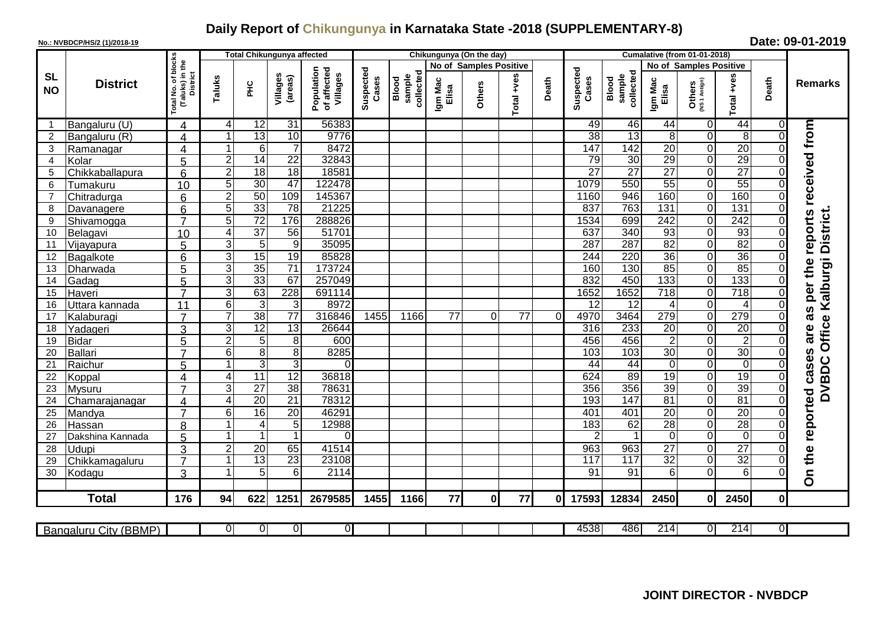# Daily Report of Chikungunya in Karnataka State -2018 (SUPPLEMENTARY-8)

**No.: NVBDCP/HS/2 (1)/2018-19**

**Date: 09-01-2019**

| SL NO | District | Total No. of blocks (Taluks) in the District | Total Chikungunya affected | | | | Chikungunya (On the day) | | | | | | | Cumalative (from 01-01-2018) | | | | | | Remarks |
|---|---|---|---|---|---|---|---|---|---|---|---|---|---|---|---|---|---|---|---|---|
| | | | Taluks | PHC | Villages (areas) | Population of affected Villages | Suspected Cases | Blood sample collected | No of Samples Positive | | | Death | Suspected Cases | Blood sample collected | No of Samples Positive | | | Death | |
| | | | | | | | | | Igm Mac Elisa | Others | Total +ves | | | | Igm Mac Elisa | Others (NS1 Antign) | Total +ves | | |
| 1 | Bangaluru (U) | 4 | 4 | 12 | 31 | 56383 | | | | | | | 49 | 46 | 44 | 0 | 44 | 0 | On the reported cases are as per the reports received from DVBDC Office Kalburgi District. |
| 2 | Bangaluru (R) | 4 | 1 | 13 | 10 | 9776 | | | | | | | 38 | 13 | 8 | 0 | 8 | 0 | |
| 3 | Ramanagar | 4 | 1 | 6 | 7 | 8472 | | | | | | | 147 | 142 | 20 | 0 | 20 | 0 | |
| 4 | Kolar | 5 | 2 | 14 | 22 | 32843 | | | | | | | 79 | 30 | 29 | 0 | 29 | 0 | |
| 5 | Chikkaballapura | 6 | 2 | 18 | 18 | 18581 | | | | | | | 27 | 27 | 27 | 0 | 27 | 0 | |
| 6 | Tumakuru | 10 | 5 | 30 | 47 | 122478 | | | | | | | 1079 | 550 | 55 | 0 | 55 | 0 | |
| 7 | Chitradurga | 6 | 2 | 50 | 109 | 145367 | | | | | | | 1160 | 946 | 160 | 0 | 160 | 0 | |
| 8 | Davanagere | 6 | 5 | 33 | 78 | 21225 | | | | | | | 837 | 763 | 131 | 0 | 131 | 0 | |
| 9 | Shivamogga | 7 | 5 | 72 | 176 | 288826 | | | | | | | 1534 | 699 | 242 | 0 | 242 | 0 | |
| 10 | Belagavi | 10 | 4 | 37 | 56 | 51701 | | | | | | | 637 | 340 | 93 | 0 | 93 | 0 | |
| 11 | Vijayapura | 5 | 3 | 5 | 9 | 35095 | | | | | | | 287 | 287 | 82 | 0 | 82 | 0 | |
| 12 | Bagalkote | 6 | 3 | 15 | 19 | 85828 | | | | | | | 244 | 220 | 36 | 0 | 36 | 0 | |
| 13 | Dharwada | 5 | 3 | 35 | 71 | 173724 | | | | | | | 160 | 130 | 85 | 0 | 85 | 0 | |
| 14 | Gadag | 5 | 3 | 33 | 67 | 257049 | | | | | | | 832 | 450 | 133 | 0 | 133 | 0 | |
| 15 | Haveri | 7 | 3 | 63 | 228 | 691114 | | | | | | | 1652 | 1652 | 718 | 0 | 718 | 0 | |
| 16 | Uttara kannada | 11 | 6 | 3 | 3 | 8972 | | | | | | | 12 | 12 | 4 | 0 | 4 | 0 | |
| 17 | Kalaburagi | 7 | 7 | 38 | 77 | 316846 | 1455 | 1166 | 77 | 0 | 77 | 0 | 4970 | 3464 | 279 | 0 | 279 | 0 | |
| 18 | Yadageri | 3 | 3 | 12 | 13 | 26644 | | | | | | | 316 | 233 | 20 | 0 | 20 | 0 | |
| 19 | Bidar | 5 | 2 | 5 | 8 | 600 | | | | | | | 456 | 456 | 2 | 0 | 2 | 0 | |
| 20 | Ballari | 7 | 6 | 8 | 8 | 8285 | | | | | | | 103 | 103 | 30 | 0 | 30 | 0 | |
| 21 | Raichur | 5 | 1 | 3 | 3 | 0 | | | | | | | 44 | 44 | 0 | 0 | 0 | 0 | |
| 22 | Koppal | 4 | 4 | 11 | 12 | 36818 | | | | | | | 624 | 89 | 19 | 0 | 19 | 0 | |
| 23 | Mysuru | 7 | 3 | 27 | 38 | 78631 | | | | | | | 356 | 356 | 39 | 0 | 39 | 0 | |
| 24 | Chamarajanagar | 4 | 4 | 20 | 21 | 78312 | | | | | | | 193 | 147 | 81 | 0 | 81 | 0 | |
| 25 | Mandya | 7 | 6 | 16 | 20 | 46291 | | | | | | | 401 | 401 | 20 | 0 | 20 | 0 | |
| 26 | Hassan | 8 | 1 | 4 | 5 | 12988 | | | | | | | 183 | 62 | 28 | 0 | 28 | 0 | |
| 27 | Dakshina Kannada | 5 | 1 | 1 | 1 | 0 | | | | | | | 2 | 1 | 0 | 0 | 0 | 0 | |
| 28 | Udupi | 3 | 2 | 20 | 65 | 41514 | | | | | | | 963 | 963 | 27 | 0 | 27 | 0 | |
| 29 | Chikkamagaluru | 7 | 1 | 13 | 23 | 23108 | | | | | | | 117 | 117 | 32 | 0 | 32 | 0 | |
| 30 | Kodagu | 3 | 1 | 5 | 6 | 2114 | | | | | | | 91 | 91 | 6 | 0 | 6 | 0 | |
| | **Total** | **176** | **94** | **622** | **1251** | **2679585** | **1455** | **1166** | **77** | **0** | **77** | **0** | **17593** | **12834** | **2450** | **0** | **2450** | **0** | |
| | Bangaluru City (BBMP) | | 0 | 0 | 0 | 0 | | | | | | | 4538 | 486 | 214 | 0 | 214 | 0 | |

**JOINT DIRECTOR - NVBDCP**